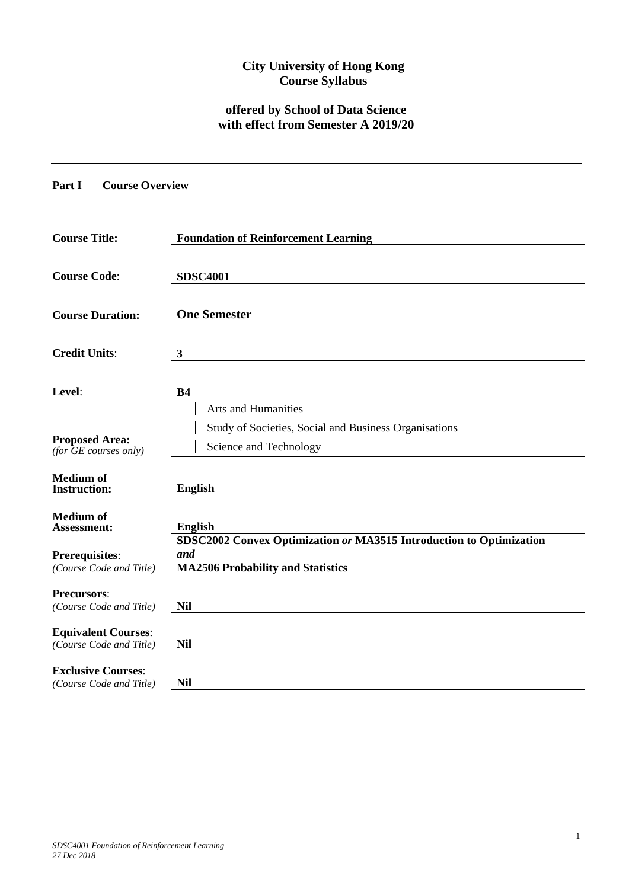**City University of Hong Kong**
**Course Syllabus**

**offered by School of Data Science**
**with effect from Semester A 2019/20**

---

**Part I Course Overview**

| | |
|---|---|
| **Course Title:** | **Foundation of Reinforcement Learning** |
| **Course Code**: | **SDSC4001** |
| **Course Duration:** | **One Semester** |
| **Credit Units**: | **3** |
| **Level**: | **B4** |
| **Proposed Area:** *(for GE courses only)* | ☐ Arts and Humanities<br>☐ Study of Societies, Social and Business Organisations<br>☐ Science and Technology |
| **Medium of Instruction:** | **English** |
| **Medium of Assessment:** | **English** |
| **Prerequisites**: *(Course Code and Title)* | **SDSC2002 Convex Optimization *or* MA3515 Introduction to Optimization *and* MA2506 Probability and Statistics** |
| **Precursors**: *(Course Code and Title)* | **Nil** |
| **Equivalent Courses**: *(Course Code and Title)* | **Nil** |
| **Exclusive Courses**: *(Course Code and Title)* | **Nil** |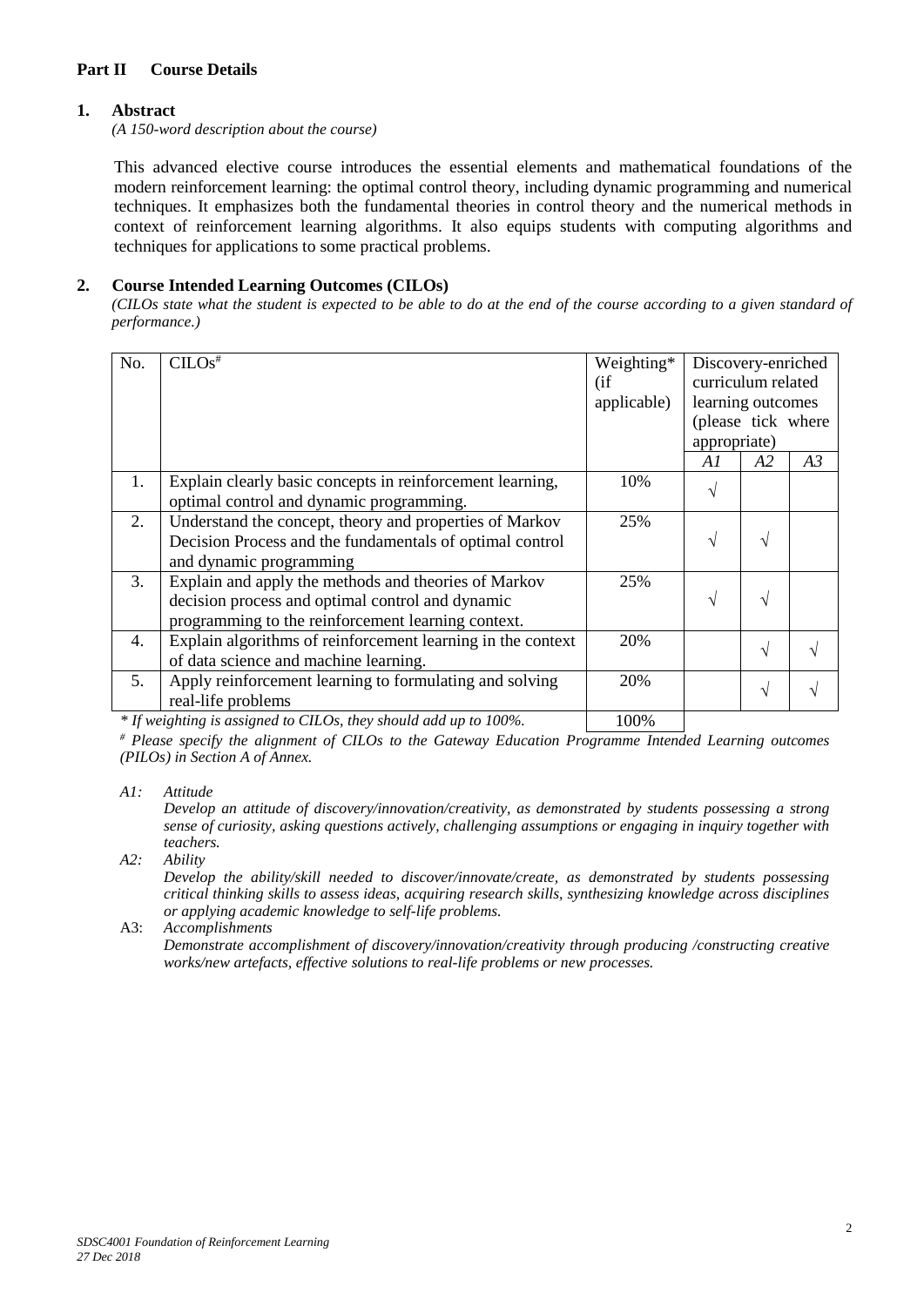## Part II Course Details

### 1. Abstract

*(A 150-word description about the course)*

This advanced elective course introduces the essential elements and mathematical foundations of the modern reinforcement learning: the optimal control theory, including dynamic programming and numerical techniques. It emphasizes both the fundamental theories in control theory and the numerical methods in context of reinforcement learning algorithms. It also equips students with computing algorithms and techniques for applications to some practical problems.

### 2. Course Intended Learning Outcomes (CILOs)

*(CILOs state what the student is expected to be able to do at the end of the course according to a given standard of performance.)*

| No. | CILOs# | Weighting* (if applicable) | Discovery-enriched curriculum related learning outcomes (please tick where appropriate) | | |
|---|---|---|---|---|---|
| | | | *A1* | *A2* | *A3* |
| 1. | Explain clearly basic concepts in reinforcement learning, optimal control and dynamic programming. | 10% | √ | | |
| 2. | Understand the concept, theory and properties of Markov Decision Process and the fundamentals of optimal control and dynamic programming | 25% | √ | √ | |
| 3. | Explain and apply the methods and theories of Markov decision process and optimal control and dynamic programming to the reinforcement learning context. | 25% | √ | √ | |
| 4. | Explain algorithms of reinforcement learning in the context of data science and machine learning. | 20% | | √ | √ |
| 5. | Apply reinforcement learning to formulating and solving real-life problems | 20% | | √ | √ |
| | *\* If weighting is assigned to CILOs, they should add up to 100%.* | 100% | | | |

*# Please specify the alignment of CILOs to the Gateway Education Programme Intended Learning outcomes (PILOs) in Section A of Annex.*

*A1:* *Attitude*
*Develop an attitude of discovery/innovation/creativity, as demonstrated by students possessing a strong sense of curiosity, asking questions actively, challenging assumptions or engaging in inquiry together with teachers.*

*A2:* *Ability*
*Develop the ability/skill needed to discover/innovate/create, as demonstrated by students possessing critical thinking skills to assess ideas, acquiring research skills, synthesizing knowledge across disciplines or applying academic knowledge to self-life problems.*

A3: *Accomplishments*
*Demonstrate accomplishment of discovery/innovation/creativity through producing /constructing creative works/new artefacts, effective solutions to real-life problems or new processes.*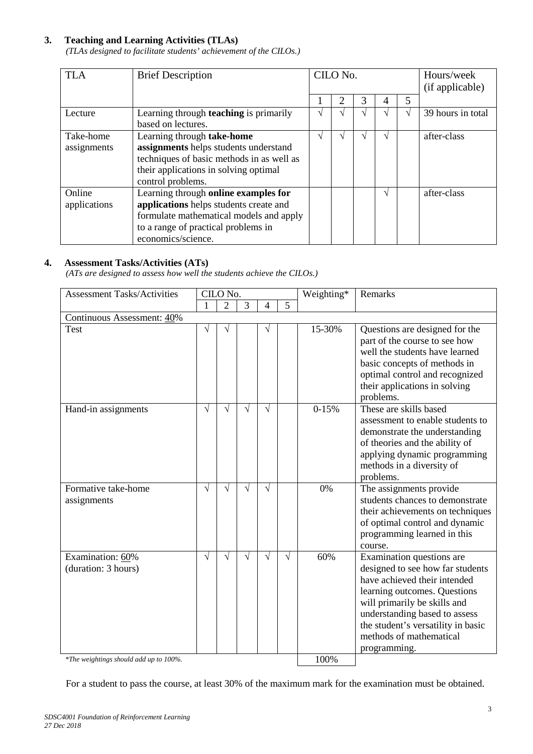## 3. Teaching and Learning Activities (TLAs)

*(TLAs designed to facilitate students' achievement of the CILOs.)*

| TLA | Brief Description | CILO No. | | | | | Hours/week (if applicable) |
|---|---|---|---|---|---|---|---|
| | | 1 | 2 | 3 | 4 | 5 | |
| Lecture | Learning through **teaching** is primarily based on lectures. | √ | √ | √ | √ | √ | 39 hours in total |
| Take-home assignments | Learning through **take-home assignments** helps students understand techniques of basic methods in as well as their applications in solving optimal control problems. | √ | √ | √ | √ | | after-class |
| Online applications | Learning through **online examples for applications** helps students create and formulate mathematical models and apply to a range of practical problems in economics/science. | | | | √ | | after-class |

## 4. Assessment Tasks/Activities (ATs)

*(ATs are designed to assess how well the students achieve the CILOs.)*

| Assessment Tasks/Activities | CILO No. | | | | | Weighting* | Remarks |
|---|---|---|---|---|---|---|---|
| | 1 | 2 | 3 | 4 | 5 | | |
| Continuous Assessment: 40% | | | | | | | |
| Test | √ | √ | | √ | | 15-30% | Questions are designed for the part of the course to see how well the students have learned basic concepts of methods in optimal control and recognized their applications in solving problems. |
| Hand-in assignments | √ | √ | √ | √ | | 0-15% | These are skills based assessment to enable students to demonstrate the understanding of theories and the ability of applying dynamic programming methods in a diversity of problems. |
| Formative take-home assignments | √ | √ | √ | √ | | 0% | The assignments provide students chances to demonstrate their achievements on techniques of optimal control and dynamic programming learned in this course. |
| Examination: 60% (duration: 3 hours) | √ | √ | √ | √ | √ | 60% | Examination questions are designed to see how far students have achieved their intended learning outcomes. Questions will primarily be skills and understanding based to assess the student's versatility in basic methods of mathematical programming. |
| *\*The weightings should add up to 100%.* | | | | | | 100% | |

For a student to pass the course, at least 30% of the maximum mark for the examination must be obtained.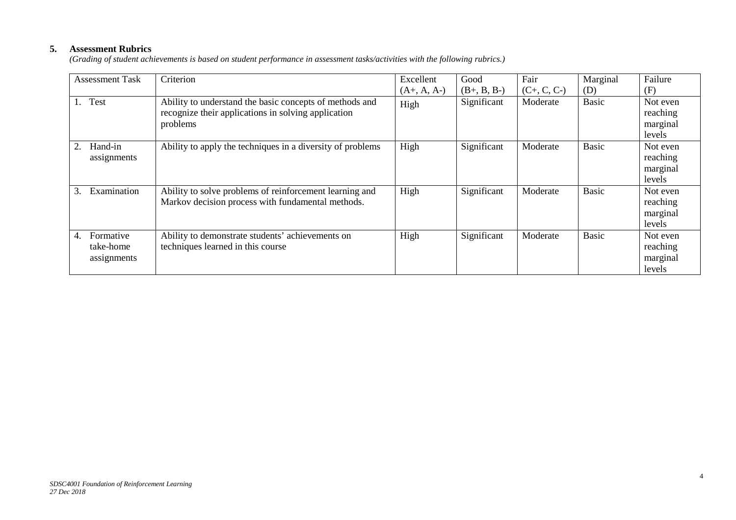## 5. Assessment Rubrics

*(Grading of student achievements is based on student performance in assessment tasks/activities with the following rubrics.)*

| Assessment Task | Criterion | Excellent (A+, A, A-) | Good (B+, B, B-) | Fair (C+, C, C-) | Marginal (D) | Failure (F) |
|---|---|---|---|---|---|---|
| 1. Test | Ability to understand the basic concepts of methods and recognize their applications in solving application problems | High | Significant | Moderate | Basic | Not even reaching marginal levels |
| 2. Hand-in assignments | Ability to apply the techniques in a diversity of problems | High | Significant | Moderate | Basic | Not even reaching marginal levels |
| 3. Examination | Ability to solve problems of reinforcement learning and Markov decision process with fundamental methods. | High | Significant | Moderate | Basic | Not even reaching marginal levels |
| 4. Formative take-home assignments | Ability to demonstrate students' achievements on techniques learned in this course | High | Significant | Moderate | Basic | Not even reaching marginal levels |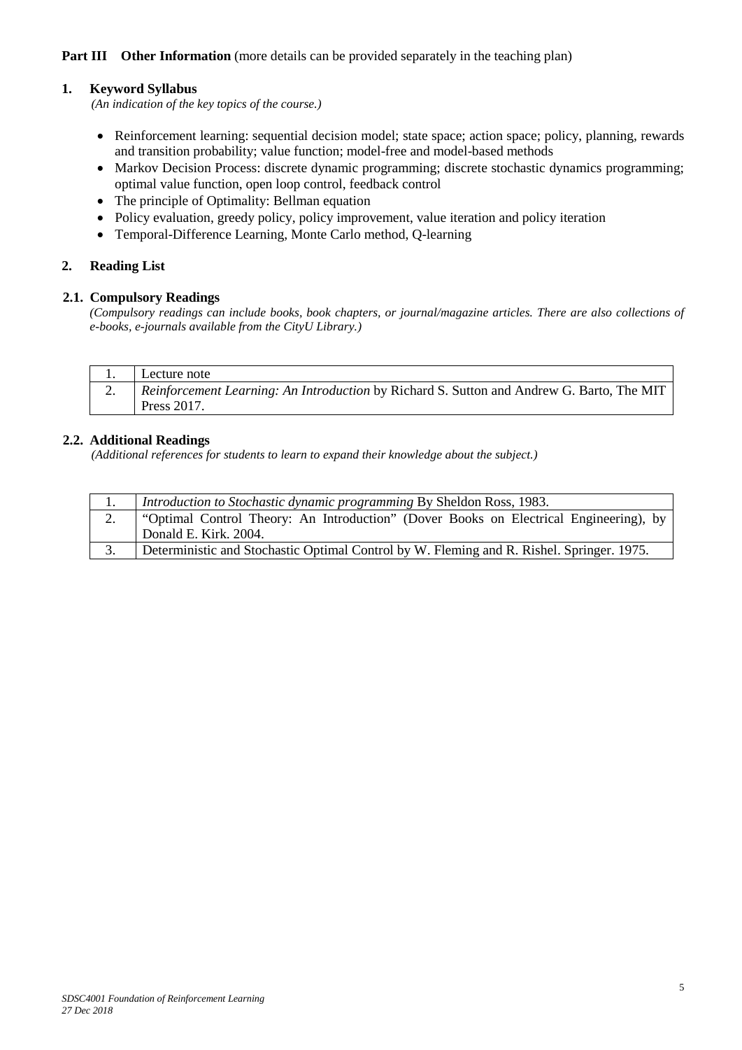**Part III Other Information** (more details can be provided separately in the teaching plan)

## 1. Keyword Syllabus

*(An indication of the key topics of the course.)*

- Reinforcement learning: sequential decision model; state space; action space; policy, planning, rewards and transition probability; value function; model-free and model-based methods
- Markov Decision Process: discrete dynamic programming; discrete stochastic dynamics programming; optimal value function, open loop control, feedback control
- The principle of Optimality: Bellman equation
- Policy evaluation, greedy policy, policy improvement, value iteration and policy iteration
- Temporal-Difference Learning, Monte Carlo method, Q-learning

## 2. Reading List

### 2.1. Compulsory Readings

*(Compulsory readings can include books, book chapters, or journal/magazine articles. There are also collections of e-books, e-journals available from the CityU Library.)*

| | |
|---|---|
| 1. | Lecture note |
| 2. | *Reinforcement Learning: An Introduction* by Richard S. Sutton and Andrew G. Barto, The MIT Press 2017. |

### 2.2. Additional Readings

*(Additional references for students to learn to expand their knowledge about the subject.)*

| | |
|---|---|
| 1. | *Introduction to Stochastic dynamic programming* By Sheldon Ross, 1983. |
| 2. | "Optimal Control Theory: An Introduction" (Dover Books on Electrical Engineering), by Donald E. Kirk. 2004. |
| 3. | Deterministic and Stochastic Optimal Control by W. Fleming and R. Rishel. Springer. 1975. |